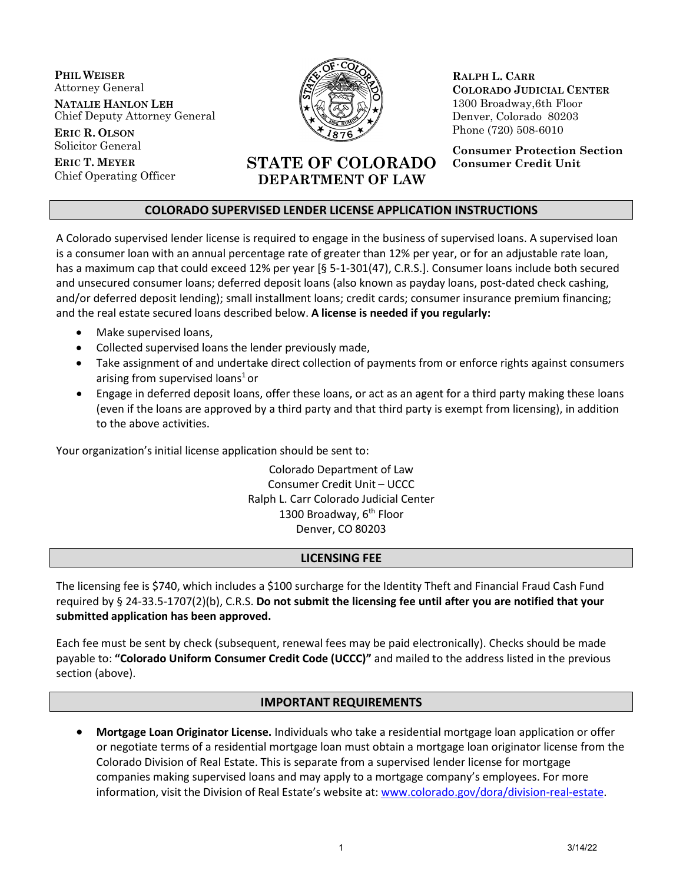**PHIL WEISER**
Attorney General

**NATALIE HANLON LEH**
Chief Deputy Attorney General

**ERIC R. OLSON**
Solicitor General

**ERIC T. MEYER**
Chief Operating Officer

**STATE OF COLORADO**
**DEPARTMENT OF LAW**

**RALPH L. CARR**
**COLORADO JUDICIAL CENTER**
1300 Broadway,6th Floor
Denver, Colorado 80203
Phone (720) 508-6010

**Consumer Protection Section**
**Consumer Credit Unit**

## COLORADO SUPERVISED LENDER LICENSE APPLICATION INSTRUCTIONS

A Colorado supervised lender license is required to engage in the business of supervised loans. A supervised loan is a consumer loan with an annual percentage rate of greater than 12% per year, or for an adjustable rate loan, has a maximum cap that could exceed 12% per year [§ 5-1-301(47), C.R.S.]. Consumer loans include both secured and unsecured consumer loans; deferred deposit loans (also known as payday loans, post-dated check cashing, and/or deferred deposit lending); small installment loans; credit cards; consumer insurance premium financing; and the real estate secured loans described below. **A license is needed if you regularly:**

- Make supervised loans,
- Collected supervised loans the lender previously made,
- Take assignment of and undertake direct collection of payments from or enforce rights against consumers arising from supervised loans[1] or
- Engage in deferred deposit loans, offer these loans, or act as an agent for a third party making these loans (even if the loans are approved by a third party and that third party is exempt from licensing), in addition to the above activities.

Your organization's initial license application should be sent to:

Colorado Department of Law
Consumer Credit Unit – UCCC
Ralph L. Carr Colorado Judicial Center
1300 Broadway, 6th Floor
Denver, CO 80203

## LICENSING FEE

The licensing fee is $740, which includes a $100 surcharge for the Identity Theft and Financial Fraud Cash Fund required by § 24-33.5-1707(2)(b), C.R.S. **Do not submit the licensing fee until after you are notified that your submitted application has been approved.**

Each fee must be sent by check (subsequent, renewal fees may be paid electronically). Checks should be made payable to: **"Colorado Uniform Consumer Credit Code (UCCC)"** and mailed to the address listed in the previous section (above).

## IMPORTANT REQUIREMENTS

- **Mortgage Loan Originator License.** Individuals who take a residential mortgage loan application or offer or negotiate terms of a residential mortgage loan must obtain a mortgage loan originator license from the Colorado Division of Real Estate. This is separate from a supervised lender license for mortgage companies making supervised loans and may apply to a mortgage company's employees. For more information, visit the Division of Real Estate's website at: www.colorado.gov/dora/division-real-estate.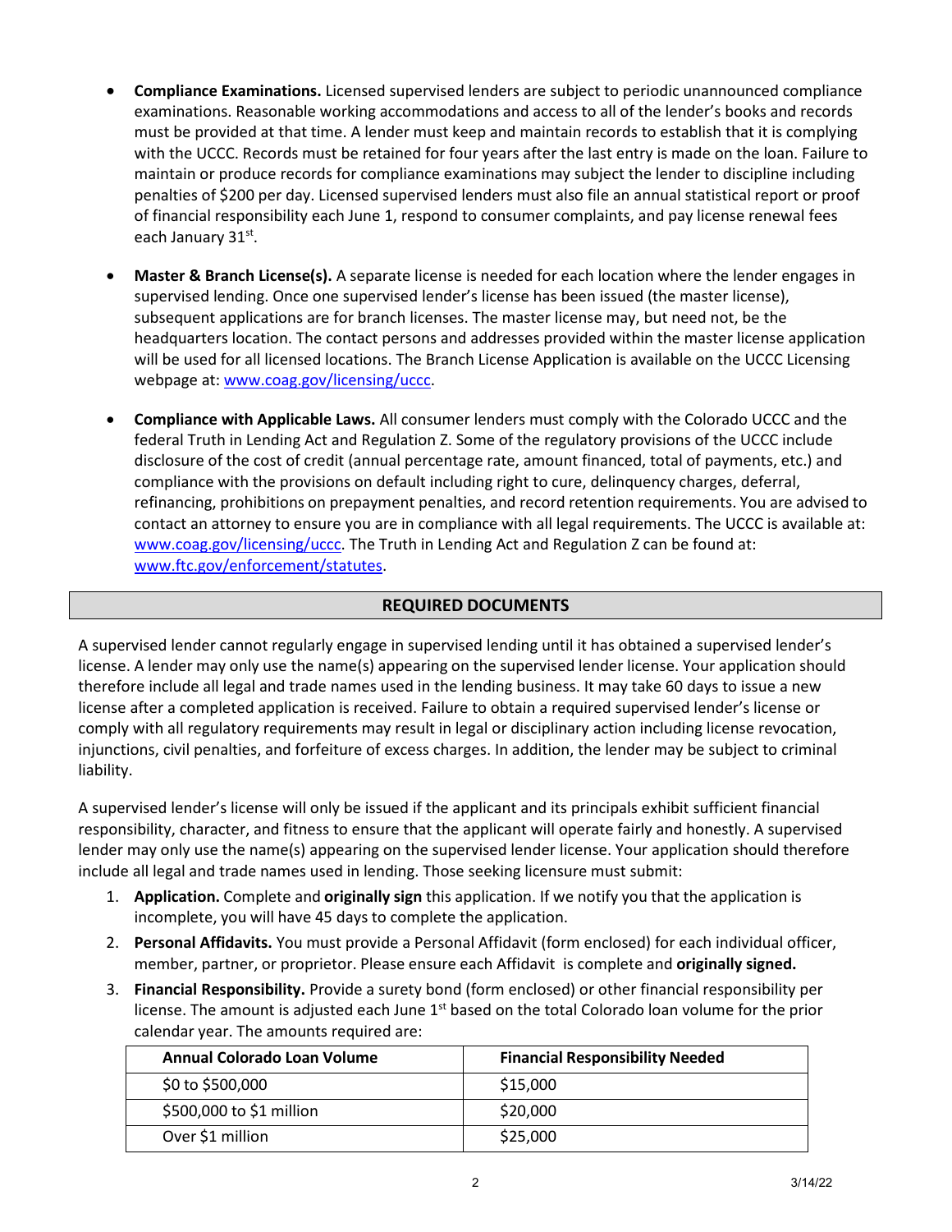- **Compliance Examinations.** Licensed supervised lenders are subject to periodic unannounced compliance examinations. Reasonable working accommodations and access to all of the lender's books and records must be provided at that time. A lender must keep and maintain records to establish that it is complying with the UCCC. Records must be retained for four years after the last entry is made on the loan. Failure to maintain or produce records for compliance examinations may subject the lender to discipline including penalties of $200 per day. Licensed supervised lenders must also file an annual statistical report or proof of financial responsibility each June 1, respond to consumer complaints, and pay license renewal fees each January 31st.

- **Master & Branch License(s).** A separate license is needed for each location where the lender engages in supervised lending. Once one supervised lender's license has been issued (the master license), subsequent applications are for branch licenses. The master license may, but need not, be the headquarters location. The contact persons and addresses provided within the master license application will be used for all licensed locations. The Branch License Application is available on the UCCC Licensing webpage at: www.coag.gov/licensing/uccc.

- **Compliance with Applicable Laws.** All consumer lenders must comply with the Colorado UCCC and the federal Truth in Lending Act and Regulation Z. Some of the regulatory provisions of the UCCC include disclosure of the cost of credit (annual percentage rate, amount financed, total of payments, etc.) and compliance with the provisions on default including right to cure, delinquency charges, deferral, refinancing, prohibitions on prepayment penalties, and record retention requirements. You are advised to contact an attorney to ensure you are in compliance with all legal requirements. The UCCC is available at: www.coag.gov/licensing/uccc. The Truth in Lending Act and Regulation Z can be found at: www.ftc.gov/enforcement/statutes.

## REQUIRED DOCUMENTS

A supervised lender cannot regularly engage in supervised lending until it has obtained a supervised lender's license. A lender may only use the name(s) appearing on the supervised lender license. Your application should therefore include all legal and trade names used in the lending business. It may take 60 days to issue a new license after a completed application is received. Failure to obtain a required supervised lender's license or comply with all regulatory requirements may result in legal or disciplinary action including license revocation, injunctions, civil penalties, and forfeiture of excess charges. In addition, the lender may be subject to criminal liability.

A supervised lender's license will only be issued if the applicant and its principals exhibit sufficient financial responsibility, character, and fitness to ensure that the applicant will operate fairly and honestly. A supervised lender may only use the name(s) appearing on the supervised lender license. Your application should therefore include all legal and trade names used in lending. Those seeking licensure must submit:

1. **Application.** Complete and **originally sign** this application. If we notify you that the application is incomplete, you will have 45 days to complete the application.
2. **Personal Affidavits.** You must provide a Personal Affidavit (form enclosed) for each individual officer, member, partner, or proprietor. Please ensure each Affidavit is complete and **originally signed.**
3. **Financial Responsibility.** Provide a surety bond (form enclosed) or other financial responsibility per license. The amount is adjusted each June 1st based on the total Colorado loan volume for the prior calendar year. The amounts required are:

| Annual Colorado Loan Volume | Financial Responsibility Needed |
|---|---|
| $0 to $500,000 | $15,000 |
| $500,000 to $1 million | $20,000 |
| Over $1 million | $25,000 |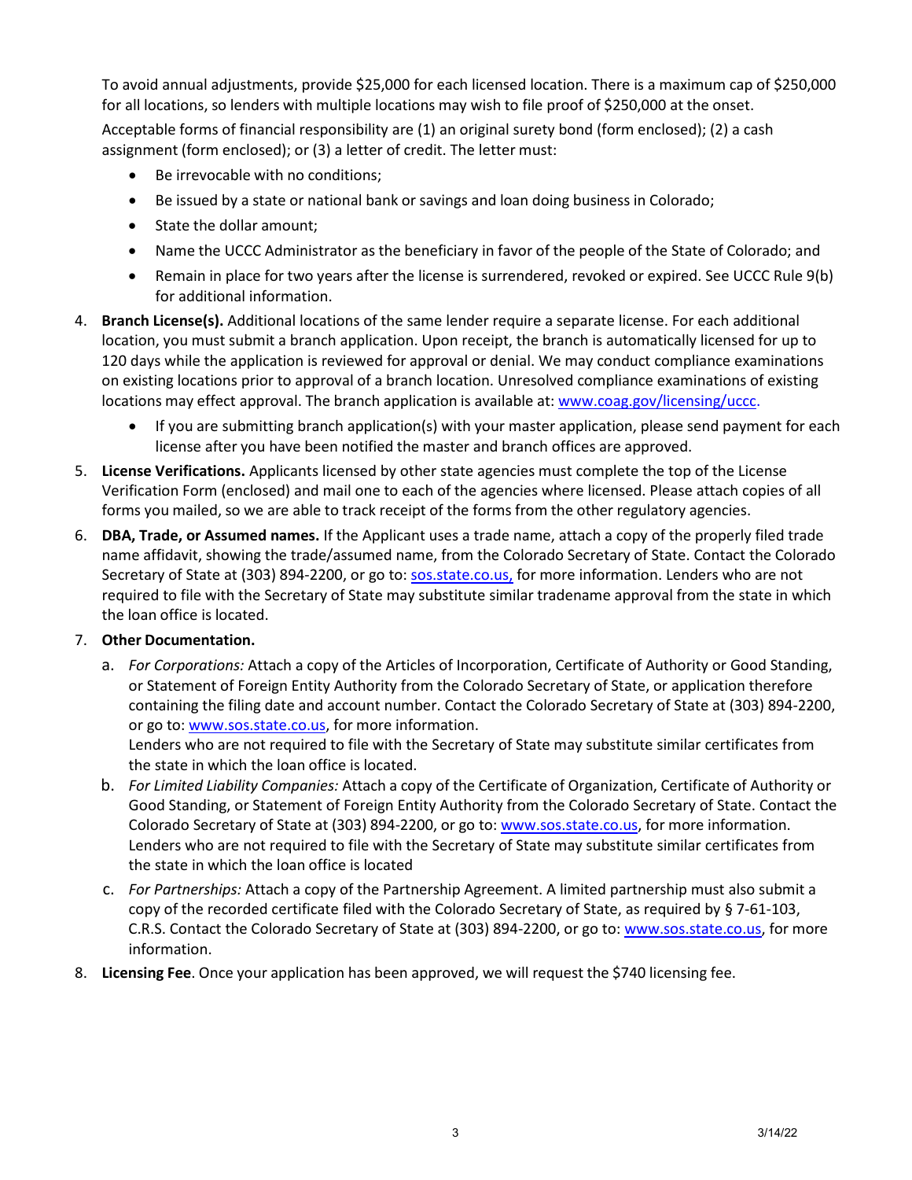To avoid annual adjustments, provide $25,000 for each licensed location. There is a maximum cap of $250,000 for all locations, so lenders with multiple locations may wish to file proof of $250,000 at the onset.

Acceptable forms of financial responsibility are (1) an original surety bond (form enclosed); (2) a cash assignment (form enclosed); or (3) a letter of credit. The letter must:

- Be irrevocable with no conditions;
- Be issued by a state or national bank or savings and loan doing business in Colorado;
- State the dollar amount;
- Name the UCCC Administrator as the beneficiary in favor of the people of the State of Colorado; and
- Remain in place for two years after the license is surrendered, revoked or expired. See UCCC Rule 9(b) for additional information.

4. **Branch License(s).** Additional locations of the same lender require a separate license. For each additional location, you must submit a branch application. Upon receipt, the branch is automatically licensed for up to 120 days while the application is reviewed for approval or denial. We may conduct compliance examinations on existing locations prior to approval of a branch location. Unresolved compliance examinations of existing locations may effect approval. The branch application is available at: www.coag.gov/licensing/uccc.
   - If you are submitting branch application(s) with your master application, please send payment for each license after you have been notified the master and branch offices are approved.
5. **License Verifications.** Applicants licensed by other state agencies must complete the top of the License Verification Form (enclosed) and mail one to each of the agencies where licensed. Please attach copies of all forms you mailed, so we are able to track receipt of the forms from the other regulatory agencies.
6. **DBA, Trade, or Assumed names.** If the Applicant uses a trade name, attach a copy of the properly filed trade name affidavit, showing the trade/assumed name, from the Colorado Secretary of State. Contact the Colorado Secretary of State at (303) 894-2200, or go to: sos.state.co.us, for more information. Lenders who are not required to file with the Secretary of State may substitute similar tradename approval from the state in which the loan office is located.
7. **Other Documentation.**
   a. *For Corporations:* Attach a copy of the Articles of Incorporation, Certificate of Authority or Good Standing, or Statement of Foreign Entity Authority from the Colorado Secretary of State, or application therefore containing the filing date and account number. Contact the Colorado Secretary of State at (303) 894-2200, or go to: www.sos.state.co.us, for more information.
   Lenders who are not required to file with the Secretary of State may substitute similar certificates from the state in which the loan office is located.
   b. *For Limited Liability Companies:* Attach a copy of the Certificate of Organization, Certificate of Authority or Good Standing, or Statement of Foreign Entity Authority from the Colorado Secretary of State. Contact the Colorado Secretary of State at (303) 894-2200, or go to: www.sos.state.co.us, for more information. Lenders who are not required to file with the Secretary of State may substitute similar certificates from the state in which the loan office is located
   c. *For Partnerships:* Attach a copy of the Partnership Agreement. A limited partnership must also submit a copy of the recorded certificate filed with the Colorado Secretary of State, as required by § 7-61-103, C.R.S. Contact the Colorado Secretary of State at (303) 894-2200, or go to: www.sos.state.co.us, for more information.
8. **Licensing Fee**. Once your application has been approved, we will request the $740 licensing fee.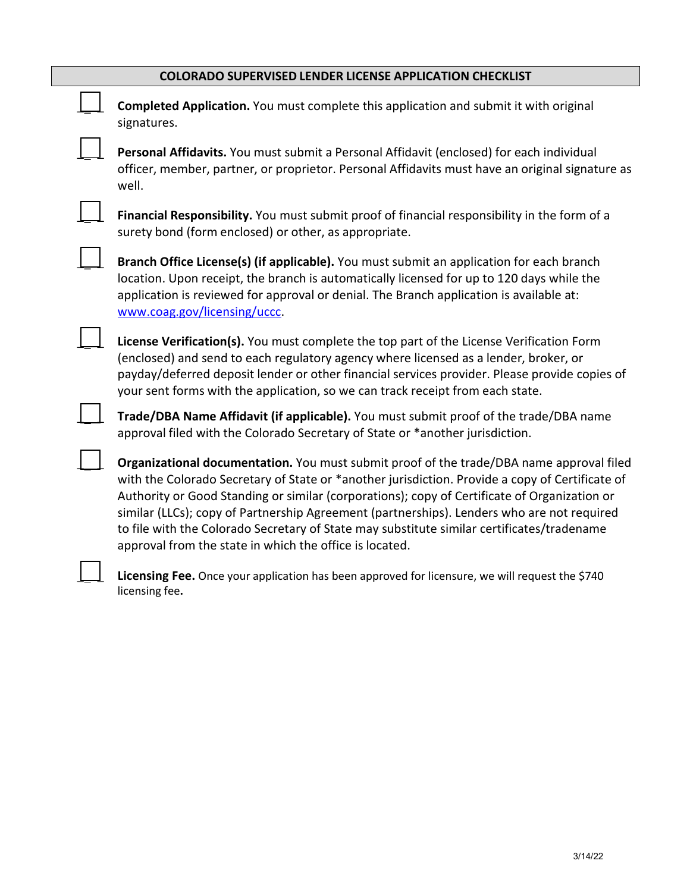## COLORADO SUPERVISED LENDER LICENSE APPLICATION CHECKLIST

- [ ] **Completed Application.** You must complete this application and submit it with original signatures.

- [ ] **Personal Affidavits.** You must submit a Personal Affidavit (enclosed) for each individual officer, member, partner, or proprietor. Personal Affidavits must have an original signature as well.

- [ ] **Financial Responsibility.** You must submit proof of financial responsibility in the form of a surety bond (form enclosed) or other, as appropriate.

- [ ] **Branch Office License(s) (if applicable).** You must submit an application for each branch location. Upon receipt, the branch is automatically licensed for up to 120 days while the application is reviewed for approval or denial. The Branch application is available at: [www.coag.gov/licensing/uccc](http://www.coag.gov/licensing/uccc).

- [ ] **License Verification(s).** You must complete the top part of the License Verification Form (enclosed) and send to each regulatory agency where licensed as a lender, broker, or payday/deferred deposit lender or other financial services provider. Please provide copies of your sent forms with the application, so we can track receipt from each state.

- [ ] **Trade/DBA Name Affidavit (if applicable).** You must submit proof of the trade/DBA name approval filed with the Colorado Secretary of State or *another jurisdiction.

- [ ] **Organizational documentation.** You must submit proof of the trade/DBA name approval filed with the Colorado Secretary of State or *another jurisdiction. Provide a copy of Certificate of Authority or Good Standing or similar (corporations); copy of Certificate of Organization or similar (LLCs); copy of Partnership Agreement (partnerships). Lenders who are not required to file with the Colorado Secretary of State may substitute similar certificates/tradename approval from the state in which the office is located.

- [ ] **Licensing Fee.** Once your application has been approved for licensure, we will request the $740 licensing fee**.**

3/14/22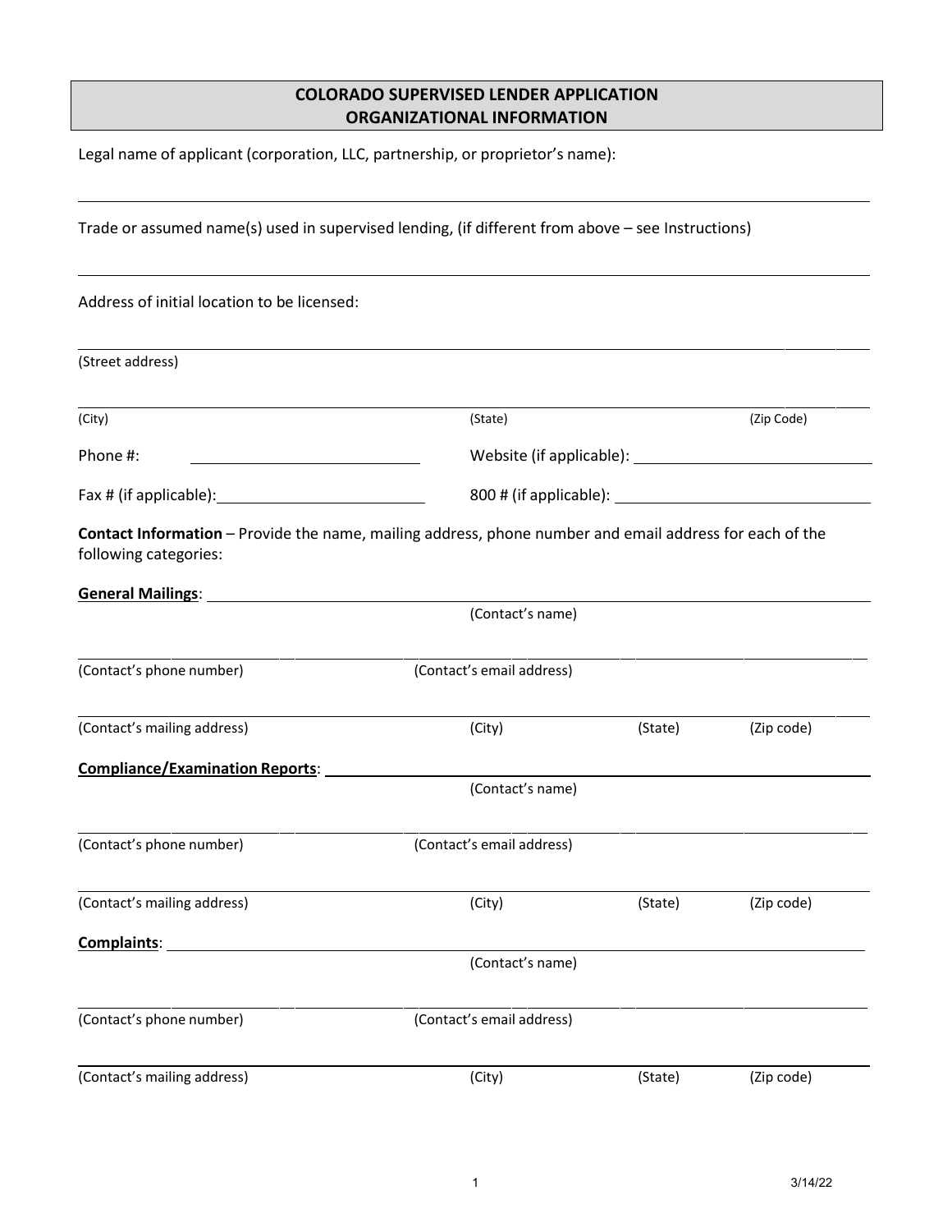# COLORADO SUPERVISED LENDER APPLICATION
## ORGANIZATIONAL INFORMATION

Legal name of applicant (corporation, LLC, partnership, or proprietor's name):

______________________________________________________________________________

Trade or assumed name(s) used in supervised lending, (if different from above – see Instructions)

______________________________________________________________________________

Address of initial location to be licensed:

______________________________________________________________________________
(Street address)

______________________________________________________________________________
(City) (State) (Zip Code)

Phone #: ____________________ Website (if applicable): ____________________

Fax # (if applicable): ____________________ 800 # (if applicable): ____________________

**Contact Information** – Provide the name, mailing address, phone number and email address for each of the following categories:

**General Mailings**: ______________________________________________________________
(Contact's name)

______________________________________________________________________________
(Contact's phone number) (Contact's email address)

______________________________________________________________________________
(Contact's mailing address) (City) (State) (Zip code)

**Compliance/Examination Reports**: ______________________________________________
(Contact's name)

______________________________________________________________________________
(Contact's phone number) (Contact's email address)

______________________________________________________________________________
(Contact's mailing address) (City) (State) (Zip code)

**Complaints**: ______________________________________________________________
(Contact's name)

______________________________________________________________________________
(Contact's phone number) (Contact's email address)

______________________________________________________________________________
(Contact's mailing address) (City) (State) (Zip code)

3/14/22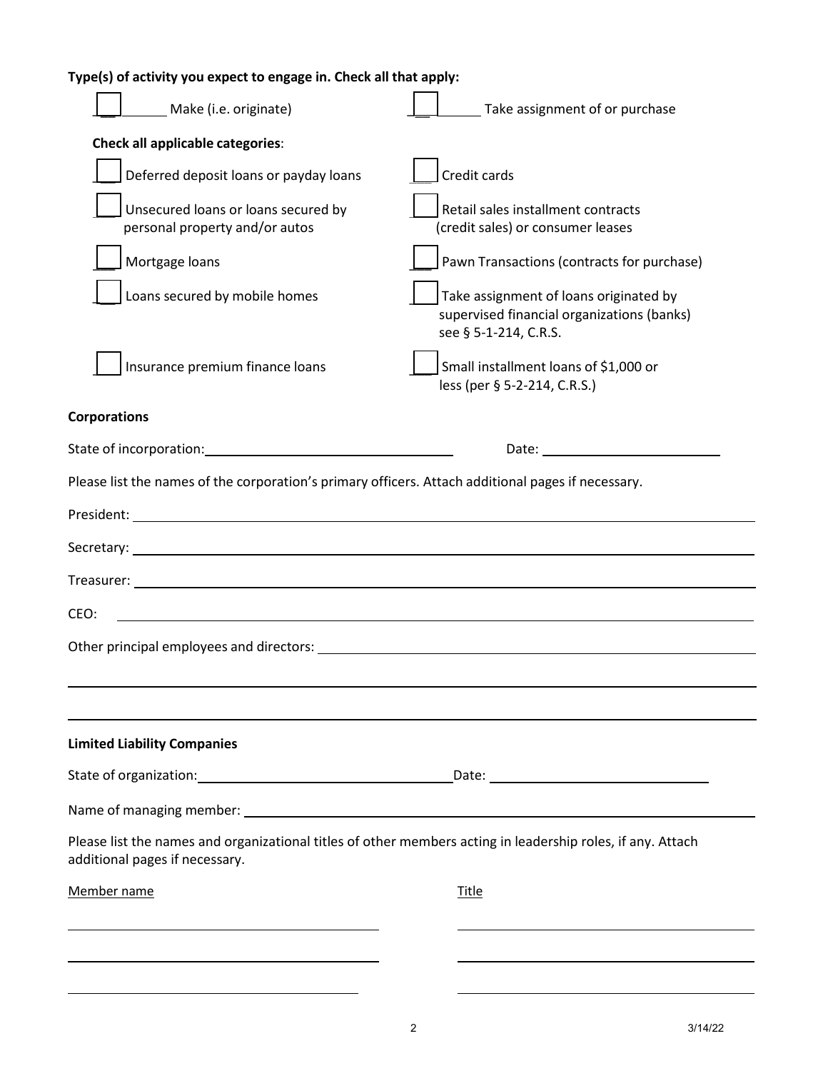**Type(s) of activity you expect to engage in. Check all that apply:**

- [ ] Make (i.e. originate)
- [ ] Take assignment of or purchase

**Check all applicable categories**:

- [ ] Deferred deposit loans or payday loans
- [ ] Credit cards
- [ ] Unsecured loans or loans secured by personal property and/or autos
- [ ] Retail sales installment contracts (credit sales) or consumer leases
- [ ] Mortgage loans
- [ ] Pawn Transactions (contracts for purchase)
- [ ] Loans secured by mobile homes
- [ ] Take assignment of loans originated by supervised financial organizations (banks) see § 5-1-214, C.R.S.
- [ ] Insurance premium finance loans
- [ ] Small installment loans of $1,000 or less (per § 5-2-214, C.R.S.)

**Corporations**

State of incorporation: ____________________ Date: ____________________

Please list the names of the corporation's primary officers. Attach additional pages if necessary.

President: ____________________

Secretary: ____________________

Treasurer: ____________________

CEO: ____________________

Other principal employees and directors: ____________________

____________________

____________________

**Limited Liability Companies**

State of organization: ____________________ Date: ____________________

Name of managing member: ____________________

Please list the names and organizational titles of other members acting in leadership roles, if any. Attach additional pages if necessary.

| Member name | Title |
|---|---|
| | |
| | |
| | |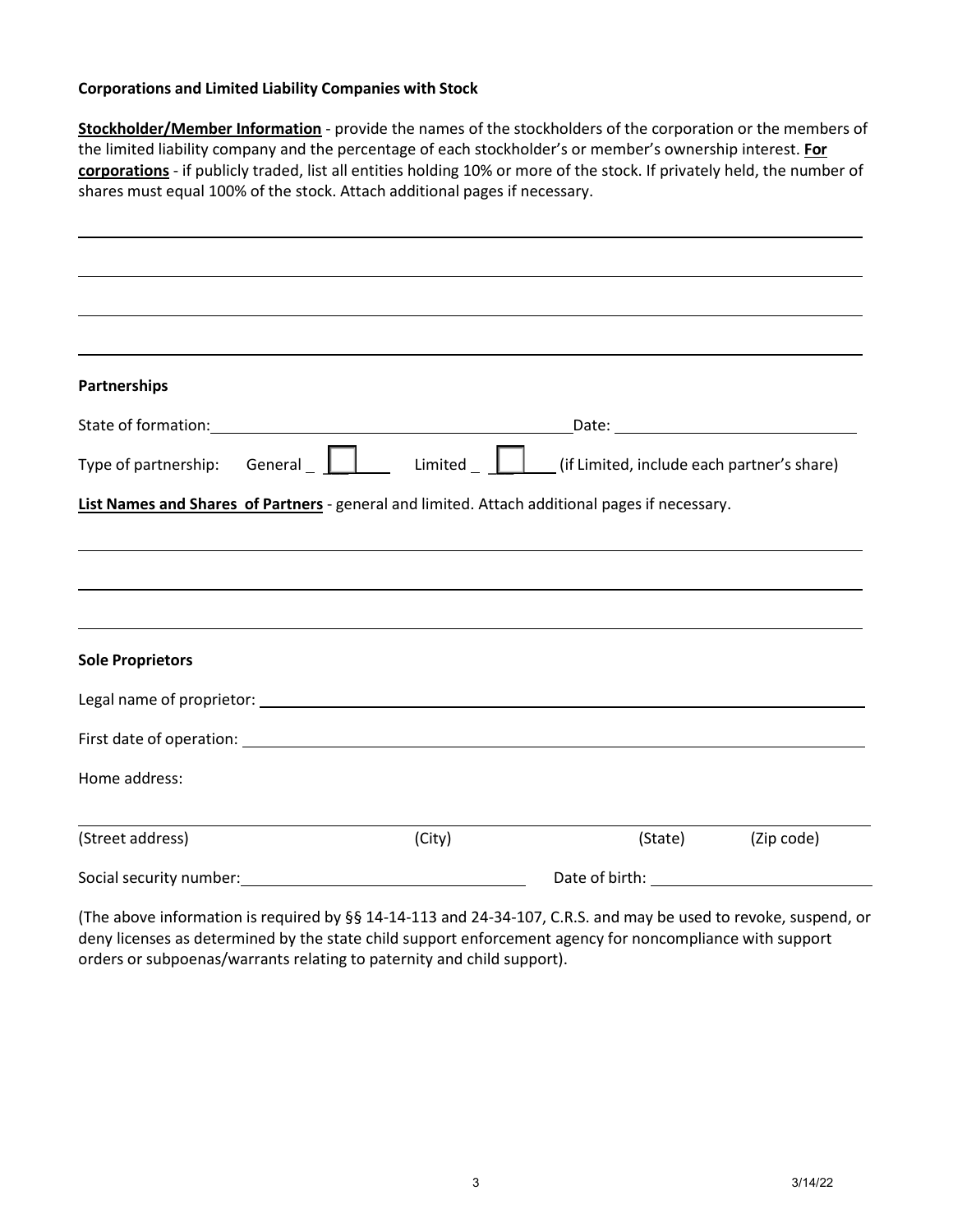**Corporations and Limited Liability Companies with Stock**

**Stockholder/Member Information** - provide the names of the stockholders of the corporation or the members of the limited liability company and the percentage of each stockholder's or member's ownership interest. **For corporations** - if publicly traded, list all entities holding 10% or more of the stock. If privately held, the number of shares must equal 100% of the stock. Attach additional pages if necessary.

______________________________________________________________________________

______________________________________________________________________________

______________________________________________________________________________

______________________________________________________________________________

**Partnerships**

State of formation: ______________________________ Date: ______________________

Type of partnership: General ☐ Limited ☐ (if Limited, include each partner's share)

**List Names and Shares of Partners** - general and limited. Attach additional pages if necessary.

______________________________________________________________________________

______________________________________________________________________________

______________________________________________________________________________

**Sole Proprietors**

Legal name of proprietor: ______________________________________________________

First date of operation: ______________________________________________________

Home address:

______________________________________________________________________________

(Street address) (City) (State) (Zip code)

Social security number: ______________________ Date of birth: ______________________

(The above information is required by §§ 14-14-113 and 24-34-107, C.R.S. and may be used to revoke, suspend, or deny licenses as determined by the state child support enforcement agency for noncompliance with support orders or subpoenas/warrants relating to paternity and child support).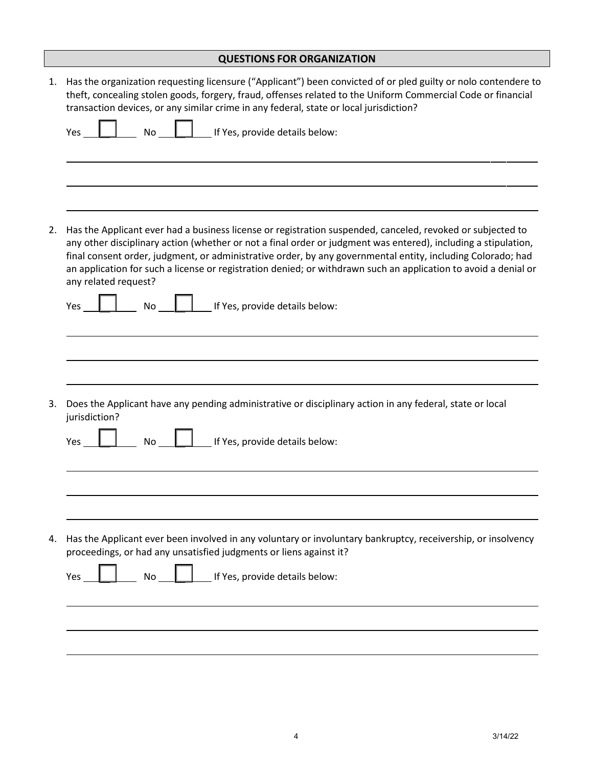## QUESTIONS FOR ORGANIZATION

1. Has the organization requesting licensure ("Applicant") been convicted of or pled guilty or nolo contendere to theft, concealing stolen goods, forgery, fraud, offenses related to the Uniform Commercial Code or financial transaction devices, or any similar crime in any federal, state or local jurisdiction?

   Yes ☐ No ☐ If Yes, provide details below:

   ______________________________________________________________________________

   ______________________________________________________________________________

   ______________________________________________________________________________

2. Has the Applicant ever had a business license or registration suspended, canceled, revoked or subjected to any other disciplinary action (whether or not a final order or judgment was entered), including a stipulation, final consent order, judgment, or administrative order, by any governmental entity, including Colorado; had an application for such a license or registration denied; or withdrawn such an application to avoid a denial or any related request?

   Yes ☐ No ☐ If Yes, provide details below:

   ______________________________________________________________________________

   ______________________________________________________________________________

   ______________________________________________________________________________

3. Does the Applicant have any pending administrative or disciplinary action in any federal, state or local jurisdiction?

   Yes ☐ No ☐ If Yes, provide details below:

   ______________________________________________________________________________

   ______________________________________________________________________________

   ______________________________________________________________________________

4. Has the Applicant ever been involved in any voluntary or involuntary bankruptcy, receivership, or insolvency proceedings, or had any unsatisfied judgments or liens against it?

   Yes ☐ No ☐ If Yes, provide details below:

   ______________________________________________________________________________

   ______________________________________________________________________________

   ______________________________________________________________________________

3/14/22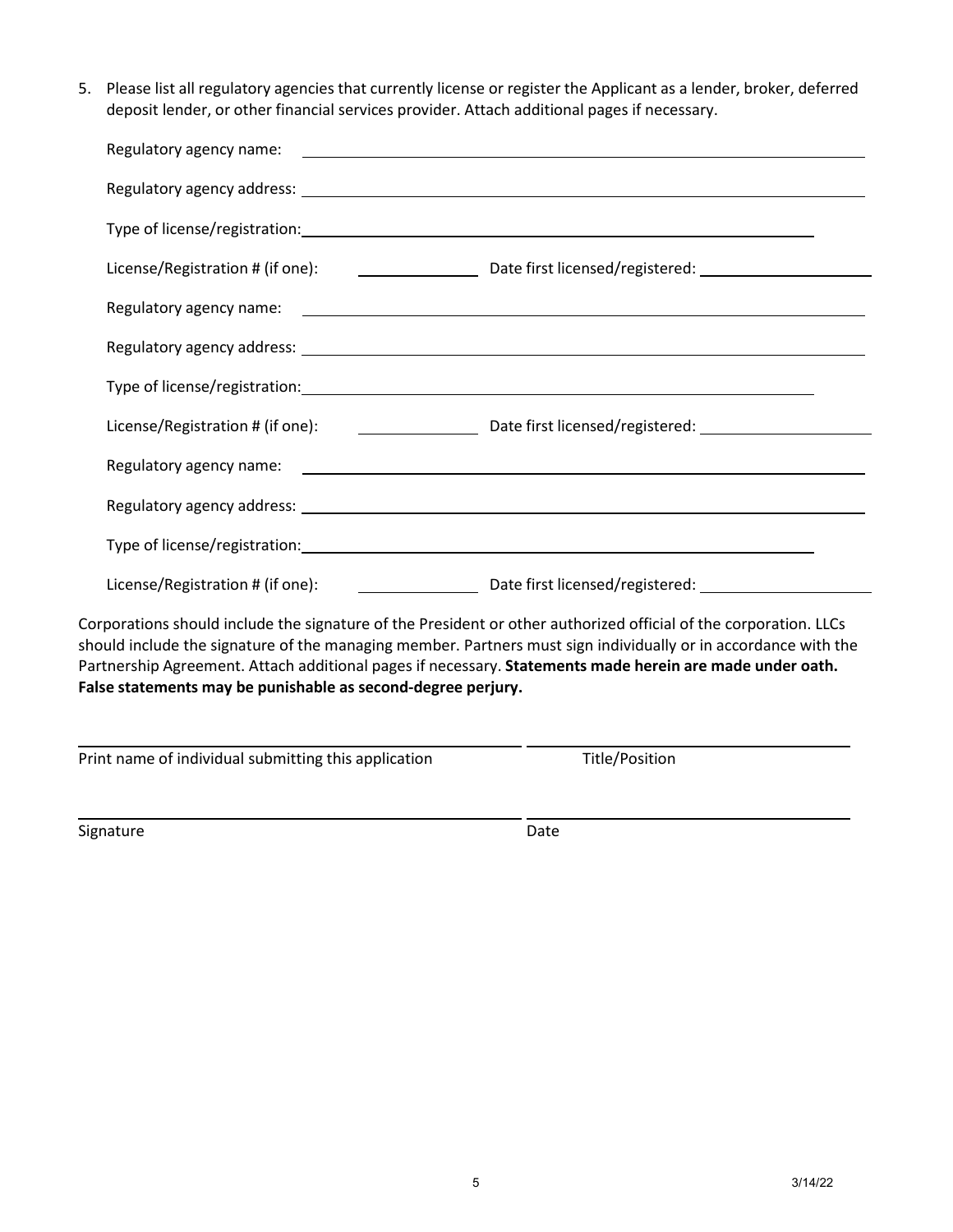5. Please list all regulatory agencies that currently license or register the Applicant as a lender, broker, deferred deposit lender, or other financial services provider. Attach additional pages if necessary.

   Regulatory agency name: ______________________________

   Regulatory agency address: ______________________________

   Type of license/registration: ______________________________

   License/Registration # (if one): ____________ Date first licensed/registered: ____________

   Regulatory agency name: ______________________________

   Regulatory agency address: ______________________________

   Type of license/registration: ______________________________

   License/Registration # (if one): ____________ Date first licensed/registered: ____________

   Regulatory agency name: ______________________________

   Regulatory agency address: ______________________________

   Type of license/registration: ______________________________

   License/Registration # (if one): ____________ Date first licensed/registered: ____________

Corporations should include the signature of the President or other authorized official of the corporation. LLCs should include the signature of the managing member. Partners must sign individually or in accordance with the Partnership Agreement. Attach additional pages if necessary. **Statements made herein are made under oath. False statements may be punishable as second-degree perjury.**

______________________________ ______________________________
Print name of individual submitting this application Title/Position

______________________________ ______________________________
Signature Date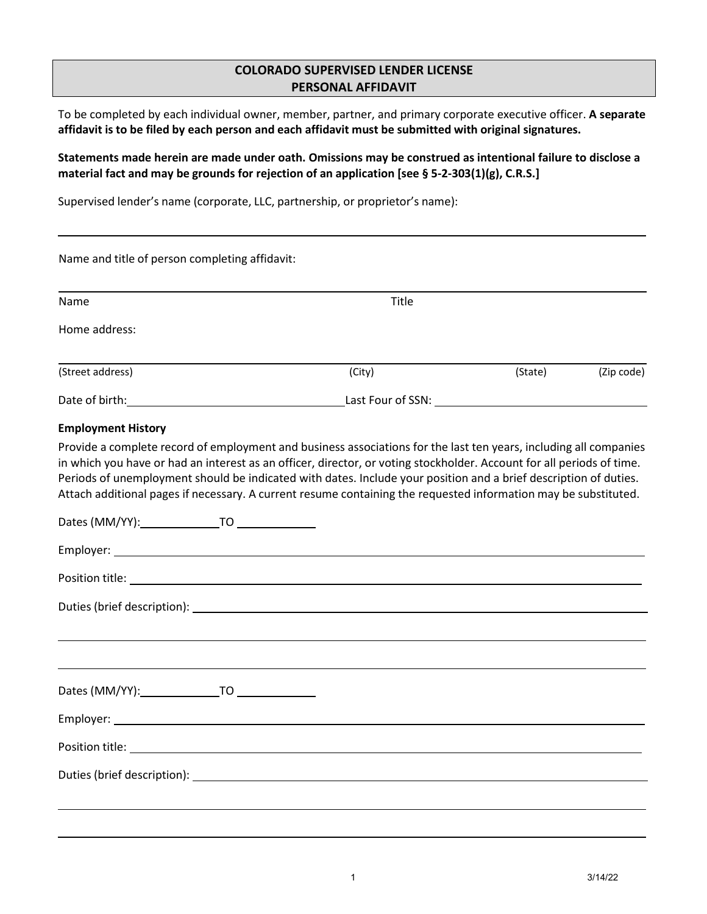## COLORADO SUPERVISED LENDER LICENSE
## PERSONAL AFFIDAVIT

To be completed by each individual owner, member, partner, and primary corporate executive officer. **A separate affidavit is to be filed by each person and each affidavit must be submitted with original signatures.**

**Statements made herein are made under oath. Omissions may be construed as intentional failure to disclose a material fact and may be grounds for rejection of an application [see § 5-2-303(1)(g), C.R.S.]**

Supervised lender's name (corporate, LLC, partnership, or proprietor's name):

\_\_\_\_\_\_\_\_\_\_\_\_\_\_\_\_\_\_\_\_\_\_\_\_\_\_\_\_\_\_\_\_\_\_\_\_\_\_\_\_\_\_\_\_\_\_\_\_\_\_\_\_\_\_\_\_\_\_\_\_

Name and title of person completing affidavit:

\_\_\_\_\_\_\_\_\_\_\_\_\_\_\_\_\_\_\_\_\_\_\_\_\_\_\_\_\_\_\_\_\_\_\_\_\_\_\_\_\_\_\_\_\_\_\_\_\_\_\_\_\_\_\_\_\_\_\_\_

Name Title

Home address:

\_\_\_\_\_\_\_\_\_\_\_\_\_\_\_\_\_\_\_\_\_\_\_\_\_\_\_\_\_\_\_\_\_\_\_\_\_\_\_\_\_\_\_\_\_\_\_\_\_\_\_\_\_\_\_\_\_\_\_\_

(Street address) (City) (State) (Zip code)

Date of birth: \_\_\_\_\_\_\_\_\_\_\_\_\_\_\_\_\_\_\_\_ Last Four of SSN: \_\_\_\_\_\_\_\_\_\_\_\_\_\_\_\_\_\_\_\_

**Employment History**

Provide a complete record of employment and business associations for the last ten years, including all companies in which you have or had an interest as an officer, director, or voting stockholder. Account for all periods of time. Periods of unemployment should be indicated with dates. Include your position and a brief description of duties. Attach additional pages if necessary. A current resume containing the requested information may be substituted.

Dates (MM/YY): \_\_\_\_\_\_\_\_\_\_ TO \_\_\_\_\_\_\_\_\_\_

Employer: \_\_\_\_\_\_\_\_\_\_\_\_\_\_\_\_\_\_\_\_\_\_\_\_\_\_\_\_\_\_\_\_\_\_\_\_\_\_\_\_\_\_\_\_\_\_\_\_\_\_\_\_

Position title: \_\_\_\_\_\_\_\_\_\_\_\_\_\_\_\_\_\_\_\_\_\_\_\_\_\_\_\_\_\_\_\_\_\_\_\_\_\_\_\_\_\_\_\_\_\_\_\_

Duties (brief description): \_\_\_\_\_\_\_\_\_\_\_\_\_\_\_\_\_\_\_\_\_\_\_\_\_\_\_\_\_\_\_\_\_\_\_\_\_\_\_\_

\_\_\_\_\_\_\_\_\_\_\_\_\_\_\_\_\_\_\_\_\_\_\_\_\_\_\_\_\_\_\_\_\_\_\_\_\_\_\_\_\_\_\_\_\_\_\_\_\_\_\_\_\_\_\_\_\_\_\_\_

\_\_\_\_\_\_\_\_\_\_\_\_\_\_\_\_\_\_\_\_\_\_\_\_\_\_\_\_\_\_\_\_\_\_\_\_\_\_\_\_\_\_\_\_\_\_\_\_\_\_\_\_\_\_\_\_\_\_\_\_

Dates (MM/YY): \_\_\_\_\_\_\_\_\_\_ TO \_\_\_\_\_\_\_\_\_\_

Employer: \_\_\_\_\_\_\_\_\_\_\_\_\_\_\_\_\_\_\_\_\_\_\_\_\_\_\_\_\_\_\_\_\_\_\_\_\_\_\_\_\_\_\_\_\_\_\_\_\_\_\_\_

Position title: \_\_\_\_\_\_\_\_\_\_\_\_\_\_\_\_\_\_\_\_\_\_\_\_\_\_\_\_\_\_\_\_\_\_\_\_\_\_\_\_\_\_\_\_\_\_\_\_

Duties (brief description): \_\_\_\_\_\_\_\_\_\_\_\_\_\_\_\_\_\_\_\_\_\_\_\_\_\_\_\_\_\_\_\_\_\_\_\_\_\_\_\_

\_\_\_\_\_\_\_\_\_\_\_\_\_\_\_\_\_\_\_\_\_\_\_\_\_\_\_\_\_\_\_\_\_\_\_\_\_\_\_\_\_\_\_\_\_\_\_\_\_\_\_\_\_\_\_\_\_\_\_\_

\_\_\_\_\_\_\_\_\_\_\_\_\_\_\_\_\_\_\_\_\_\_\_\_\_\_\_\_\_\_\_\_\_\_\_\_\_\_\_\_\_\_\_\_\_\_\_\_\_\_\_\_\_\_\_\_\_\_\_\_

3/14/22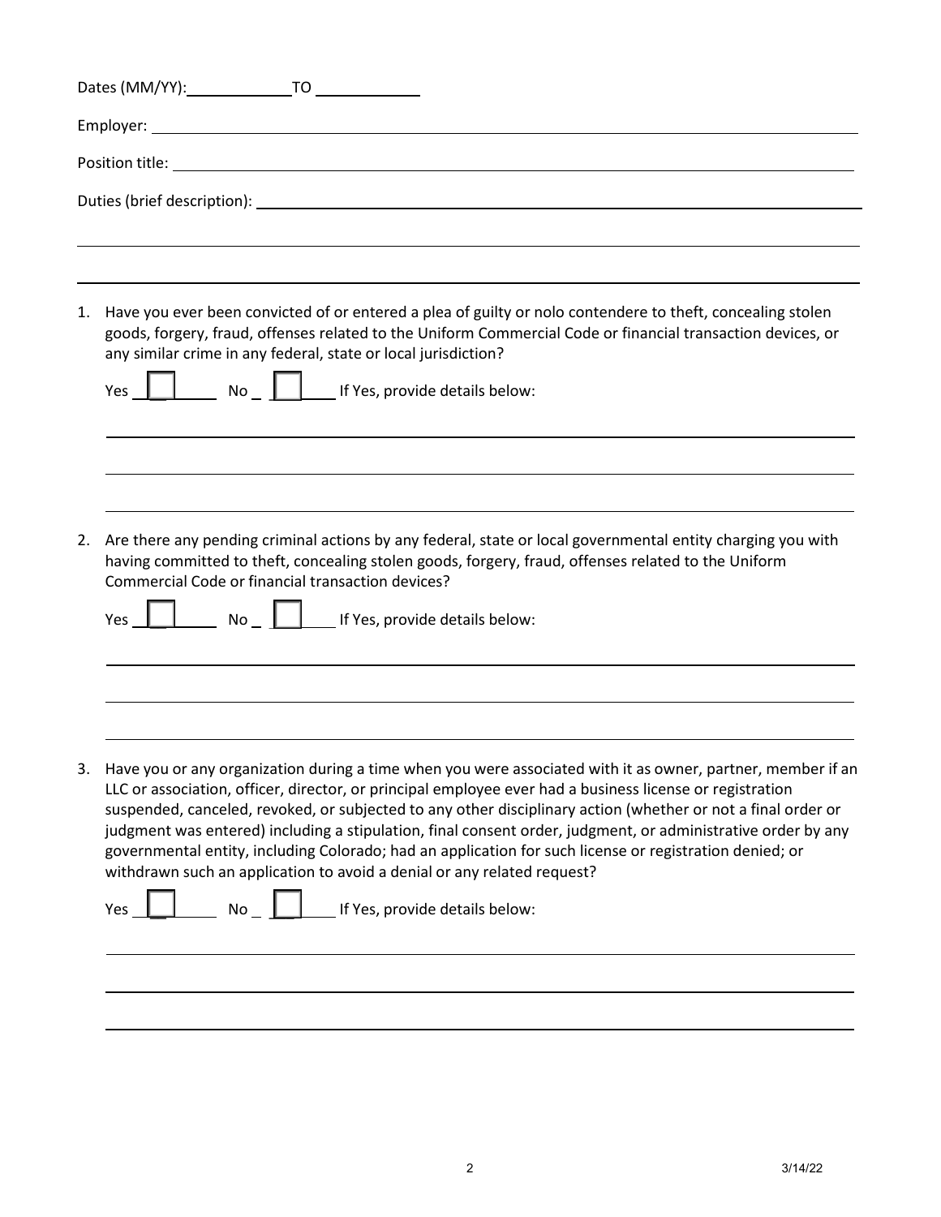Dates (MM/YY): ____________ TO ____________

Employer: ____________________________________________

Position title: ____________________________________________

Duties (brief description): ____________________________________________

____________________________________________

____________________________________________

1. Have you ever been convicted of or entered a plea of guilty or nolo contendere to theft, concealing stolen goods, forgery, fraud, offenses related to the Uniform Commercial Code or financial transaction devices, or any similar crime in any federal, state or local jurisdiction?

   Yes ☐ No ☐ If Yes, provide details below:

   ____________________________________________

   ____________________________________________

   ____________________________________________

2. Are there any pending criminal actions by any federal, state or local governmental entity charging you with having committed to theft, concealing stolen goods, forgery, fraud, offenses related to the Uniform Commercial Code or financial transaction devices?

   Yes ☐ No ☐ If Yes, provide details below:

   ____________________________________________

   ____________________________________________

   ____________________________________________

3. Have you or any organization during a time when you were associated with it as owner, partner, member if an LLC or association, officer, director, or principal employee ever had a business license or registration suspended, canceled, revoked, or subjected to any other disciplinary action (whether or not a final order or judgment was entered) including a stipulation, final consent order, judgment, or administrative order by any governmental entity, including Colorado; had an application for such license or registration denied; or withdrawn such an application to avoid a denial or any related request?

   Yes ☐ No ☐ If Yes, provide details below:

   ____________________________________________

   ____________________________________________

   ____________________________________________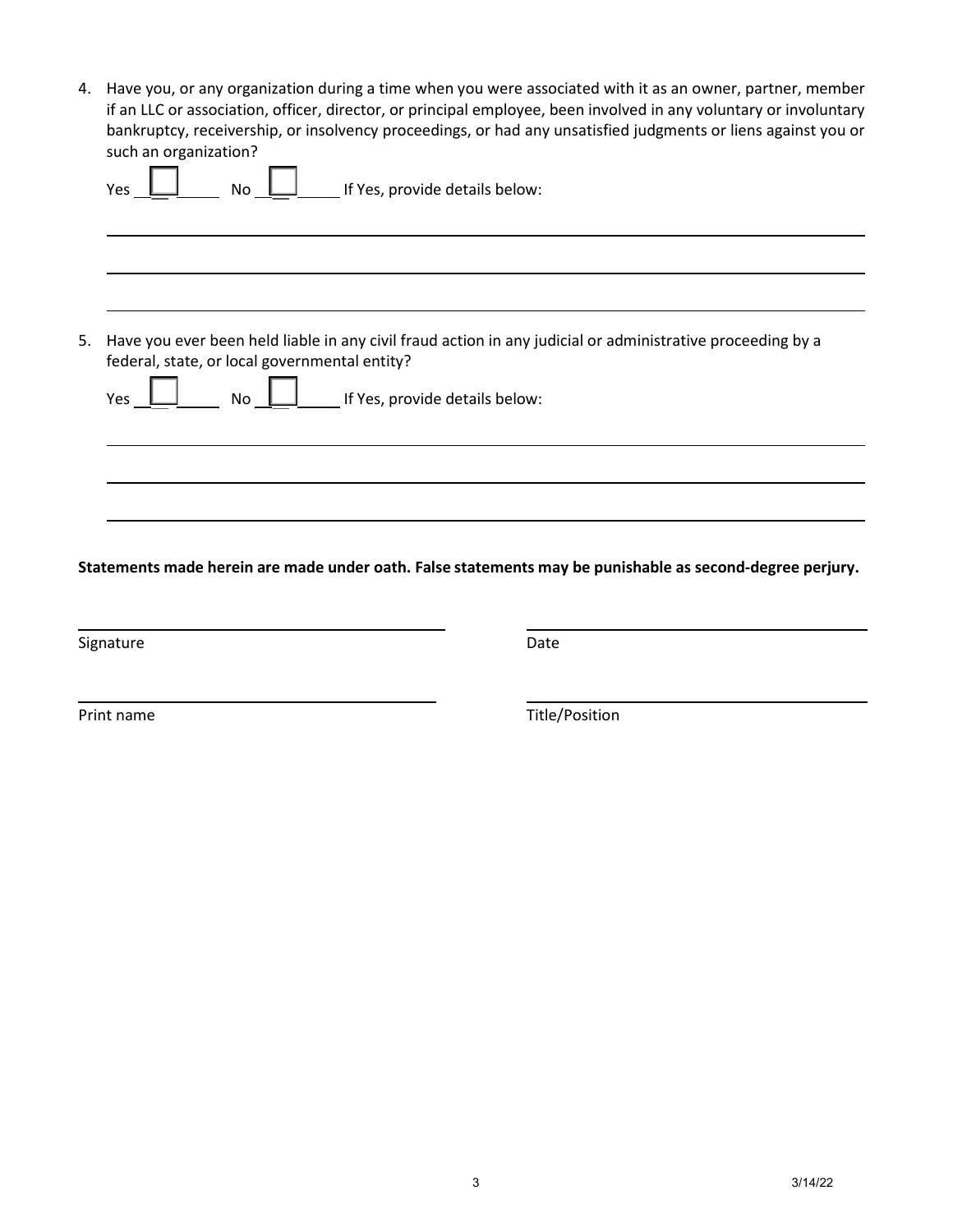4. Have you, or any organization during a time when you were associated with it as an owner, partner, member if an LLC or association, officer, director, or principal employee, been involved in any voluntary or involuntary bankruptcy, receivership, or insolvency proceedings, or had any unsatisfied judgments or liens against you or such an organization?

   Yes ☐ No ☐ If Yes, provide details below:

   ______________________________________________________________________________

   ______________________________________________________________________________

   ______________________________________________________________________________

5. Have you ever been held liable in any civil fraud action in any judicial or administrative proceeding by a federal, state, or local governmental entity?

   Yes ☐ No ☐ If Yes, provide details below:

   ______________________________________________________________________________

   ______________________________________________________________________________

   ______________________________________________________________________________

**Statements made herein are made under oath. False statements may be punishable as second-degree perjury.**

______________________________ ______________________________

Signature Date

______________________________ ______________________________

Print name Title/Position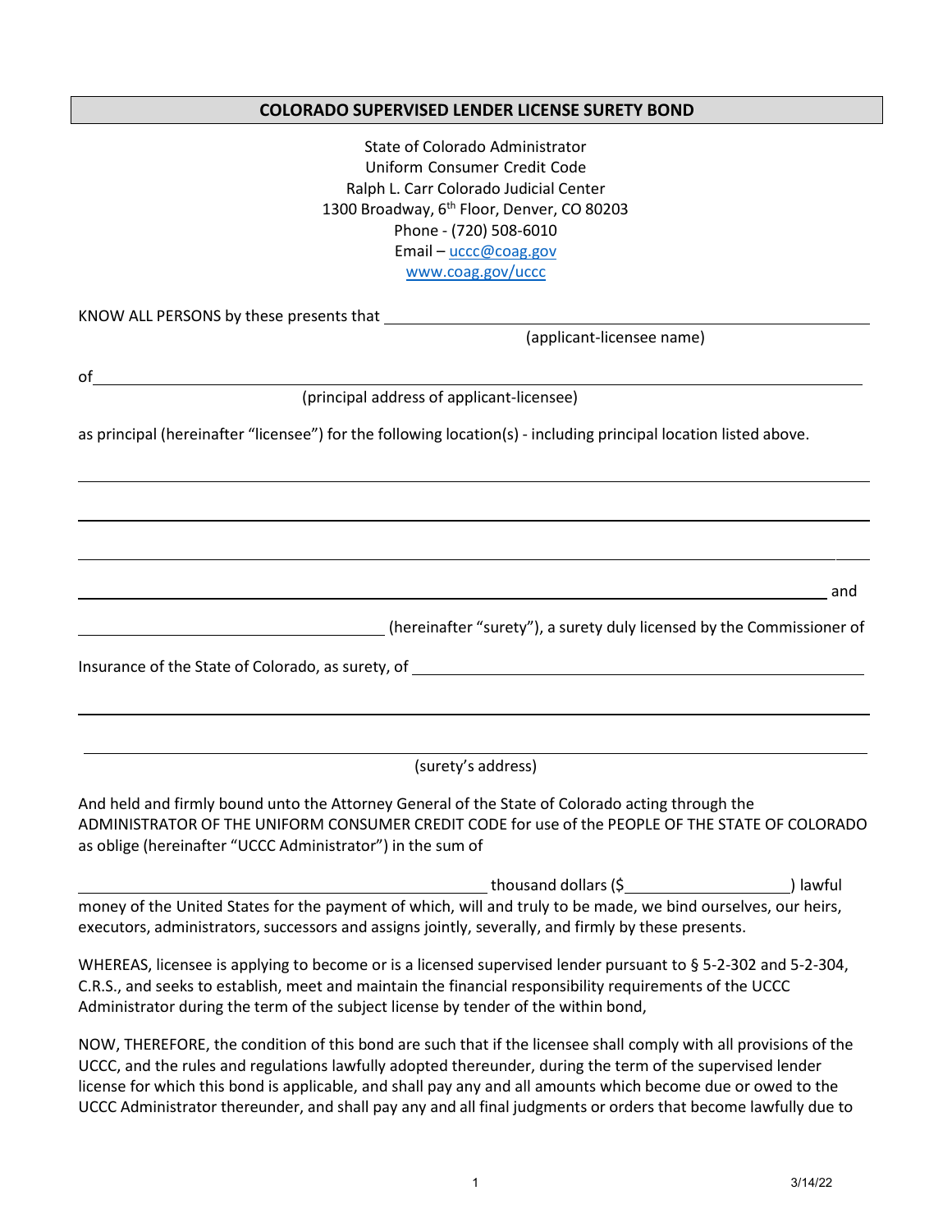## COLORADO SUPERVISED LENDER LICENSE SURETY BOND

State of Colorado Administrator
Uniform Consumer Credit Code
Ralph L. Carr Colorado Judicial Center
1300 Broadway, 6th Floor, Denver, CO 80203
Phone - (720) 508-6010
Email – uccc@coag.gov
www.coag.gov/uccc

KNOW ALL PERSONS by these presents that ______________________________________________
(applicant-licensee name)

of ______________________________________________________________________________
(principal address of applicant-licensee)

as principal (hereinafter "licensee") for the following location(s) - including principal location listed above.

______________________________________________________________________________

______________________________________________________________________________

______________________________________________________________________________

______________________________________________________________________________ and

______________________________ (hereinafter "surety"), a surety duly licensed by the Commissioner of Insurance of the State of Colorado, as surety, of ______________________________________________

______________________________________________________________________________

______________________________________________________________________________
(surety's address)

And held and firmly bound unto the Attorney General of the State of Colorado acting through the ADMINISTRATOR OF THE UNIFORM CONSUMER CREDIT CODE for use of the PEOPLE OF THE STATE OF COLORADO as oblige (hereinafter "UCCC Administrator") in the sum of

______________________________________ thousand dollars ($________________) lawful money of the United States for the payment of which, will and truly to be made, we bind ourselves, our heirs, executors, administrators, successors and assigns jointly, severally, and firmly by these presents.

WHEREAS, licensee is applying to become or is a licensed supervised lender pursuant to § 5-2-302 and 5-2-304, C.R.S., and seeks to establish, meet and maintain the financial responsibility requirements of the UCCC Administrator during the term of the subject license by tender of the within bond,

NOW, THEREFORE, the condition of this bond are such that if the licensee shall comply with all provisions of the UCCC, and the rules and regulations lawfully adopted thereunder, during the term of the supervised lender license for which this bond is applicable, and shall pay any and all amounts which become due or owed to the UCCC Administrator thereunder, and shall pay any and all final judgments or orders that become lawfully due to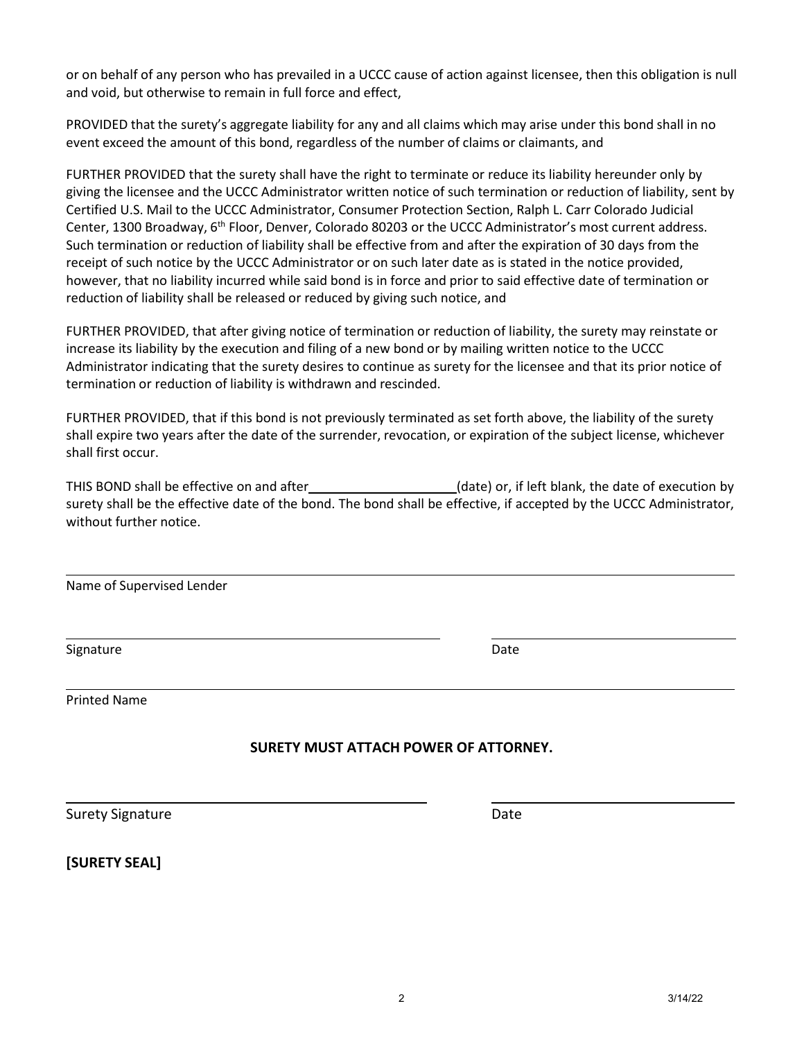or on behalf of any person who has prevailed in a UCCC cause of action against licensee, then this obligation is null and void, but otherwise to remain in full force and effect,

PROVIDED that the surety's aggregate liability for any and all claims which may arise under this bond shall in no event exceed the amount of this bond, regardless of the number of claims or claimants, and

FURTHER PROVIDED that the surety shall have the right to terminate or reduce its liability hereunder only by giving the licensee and the UCCC Administrator written notice of such termination or reduction of liability, sent by Certified U.S. Mail to the UCCC Administrator, Consumer Protection Section, Ralph L. Carr Colorado Judicial Center, 1300 Broadway, 6th Floor, Denver, Colorado 80203 or the UCCC Administrator's most current address. Such termination or reduction of liability shall be effective from and after the expiration of 30 days from the receipt of such notice by the UCCC Administrator or on such later date as is stated in the notice provided, however, that no liability incurred while said bond is in force and prior to said effective date of termination or reduction of liability shall be released or reduced by giving such notice, and

FURTHER PROVIDED, that after giving notice of termination or reduction of liability, the surety may reinstate or increase its liability by the execution and filing of a new bond or by mailing written notice to the UCCC Administrator indicating that the surety desires to continue as surety for the licensee and that its prior notice of termination or reduction of liability is withdrawn and rescinded.

FURTHER PROVIDED, that if this bond is not previously terminated as set forth above, the liability of the surety shall expire two years after the date of the surrender, revocation, or expiration of the subject license, whichever shall first occur.

THIS BOND shall be effective on and after ____________________ (date) or, if left blank, the date of execution by surety shall be the effective date of the bond. The bond shall be effective, if accepted by the UCCC Administrator, without further notice.

______________________________________________________________

Name of Supervised Lender

______________________________________ ______________________

Signature Date

______________________________________________________________

Printed Name

**SURETY MUST ATTACH POWER OF ATTORNEY.**

______________________________________ ______________________

Surety Signature Date

**[SURETY SEAL]**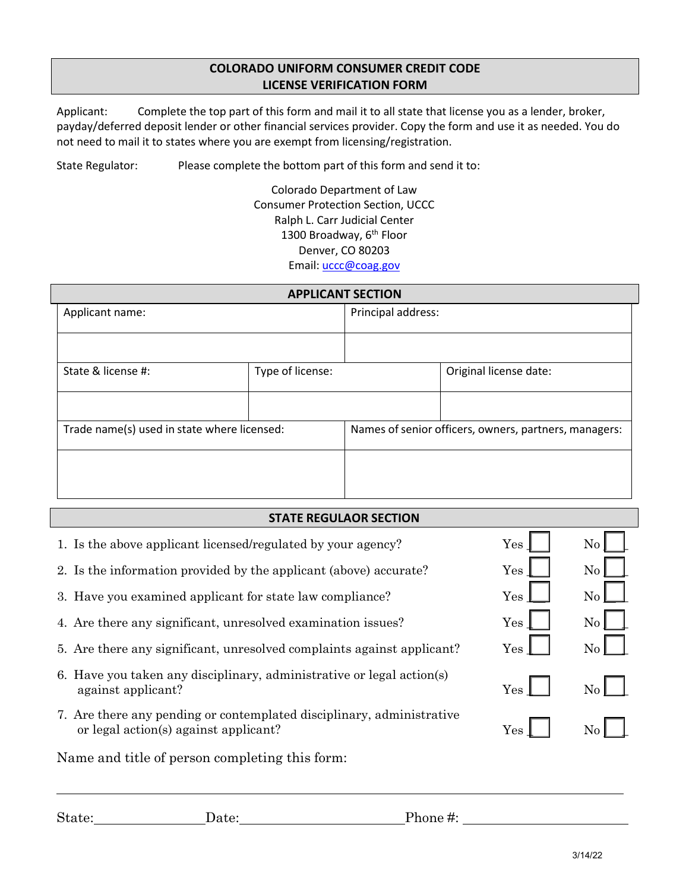# COLORADO UNIFORM CONSUMER CREDIT CODE
# LICENSE VERIFICATION FORM

Applicant: Complete the top part of this form and mail it to all state that license you as a lender, broker, payday/deferred deposit lender or other financial services provider. Copy the form and use it as needed. You do not need to mail it to states where you are exempt from licensing/registration.

State Regulator: Please complete the bottom part of this form and send it to:

Colorado Department of Law
Consumer Protection Section, UCCC
Ralph L. Carr Judicial Center
1300 Broadway, 6th Floor
Denver, CO 80203
Email: uccc@coag.gov

## APPLICANT SECTION

| Applicant name: | | Principal address: |
|---|---|---|
| | | |
| State & license #: | Type of license: | Original license date: |
| | | |
| Trade name(s) used in state where licensed: | | Names of senior officers, owners, partners, managers: |
| | | |

## STATE REGULAOR SECTION

| | | |
|---|---|---|
| 1. Is the above applicant licensed/regulated by your agency? | Yes ☐ | No ☐ |
| 2. Is the information provided by the applicant (above) accurate? | Yes ☐ | No ☐ |
| 3. Have you examined applicant for state law compliance? | Yes ☐ | No ☐ |
| 4. Are there any significant, unresolved examination issues? | Yes ☐ | No ☐ |
| 5. Are there any significant, unresolved complaints against applicant? | Yes ☐ | No ☐ |
| 6. Have you taken any disciplinary, administrative or legal action(s) against applicant? | Yes ☐ | No ☐ |
| 7. Are there any pending or contemplated disciplinary, administrative or legal action(s) against applicant? | Yes ☐ | No ☐ |

Name and title of person completing this form:

______________________________________________________________

State:______________ Date:______________________ Phone #: ______________________

3/14/22